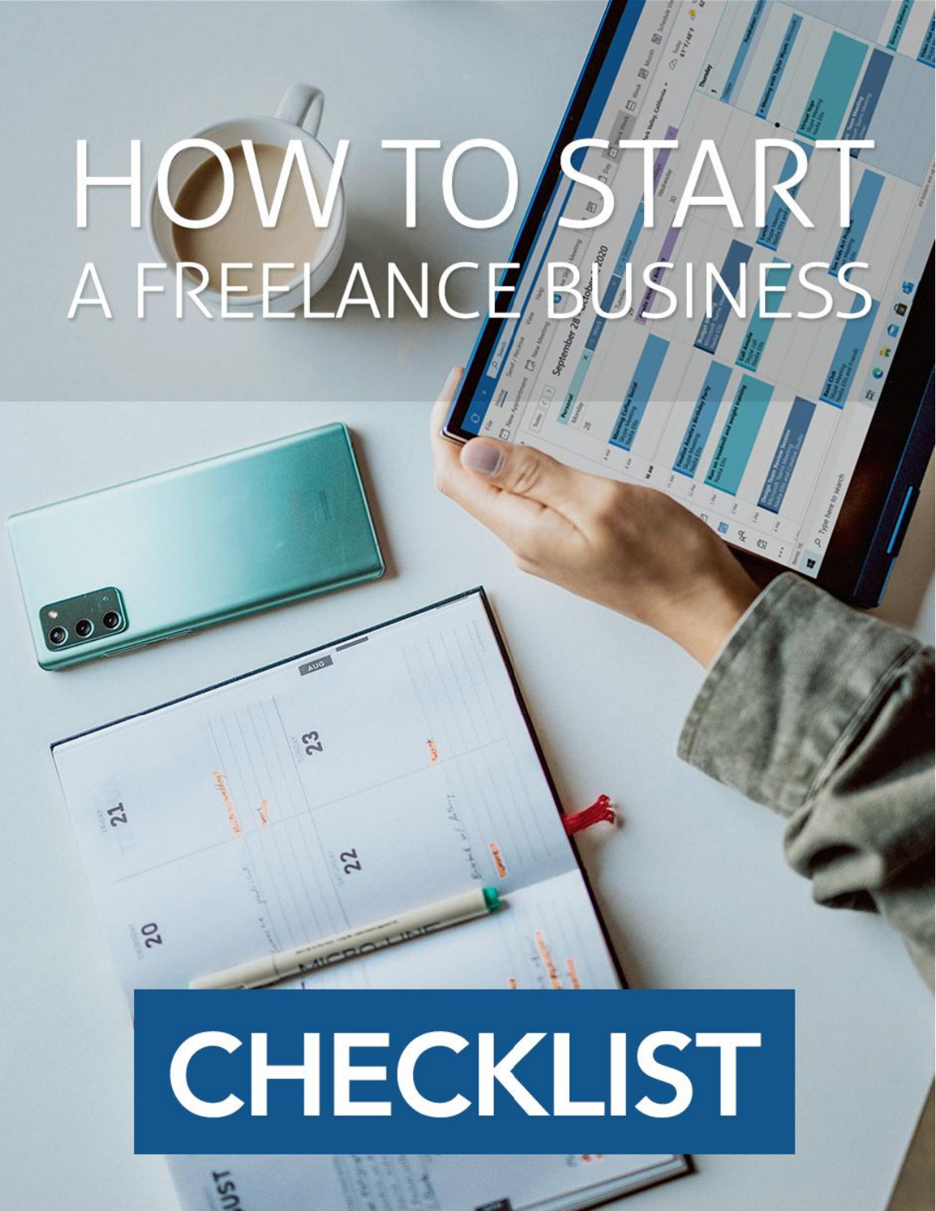# HOW TO START A FREELANCE BUSINESS

# CHECKLIST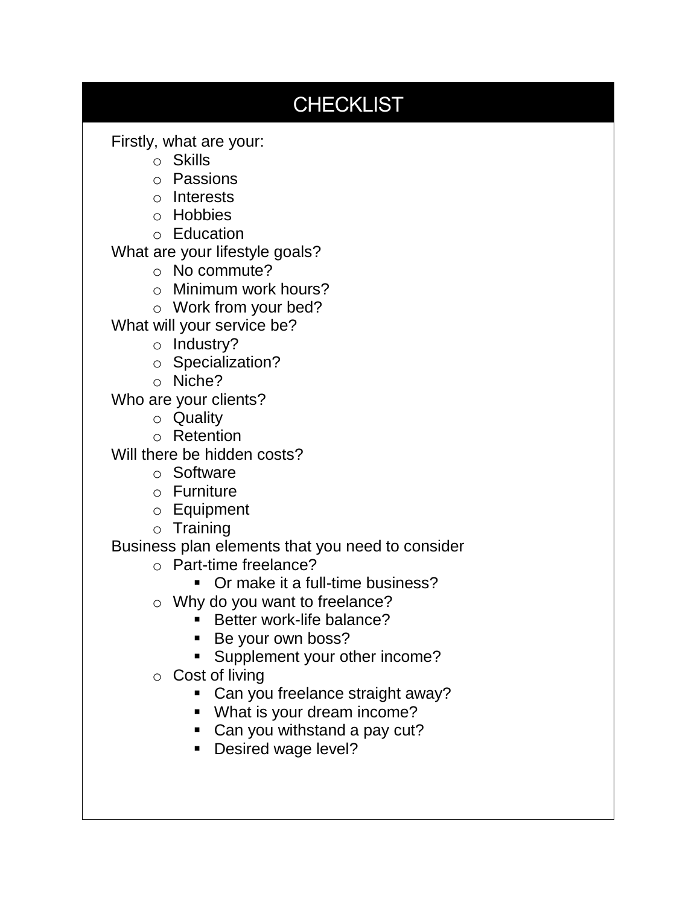# CHECKLIST

Firstly, what are your:

- Skills
- Passions
- Interests
- Hobbies
- Education

What are your lifestyle goals?

- No commute?
- Minimum work hours?
- Work from your bed?

What will your service be?

- Industry?
- Specialization?
- Niche?

Who are your clients?

- Quality
- Retention

Will there be hidden costs?

- Software
- Furniture
- Equipment
- Training

Business plan elements that you need to consider

- Part-time freelance?
  - Or make it a full-time business?
- Why do you want to freelance?
  - Better work-life balance?
  - Be your own boss?
  - Supplement your other income?
- Cost of living
  - Can you freelance straight away?
  - What is your dream income?
  - Can you withstand a pay cut?
  - Desired wage level?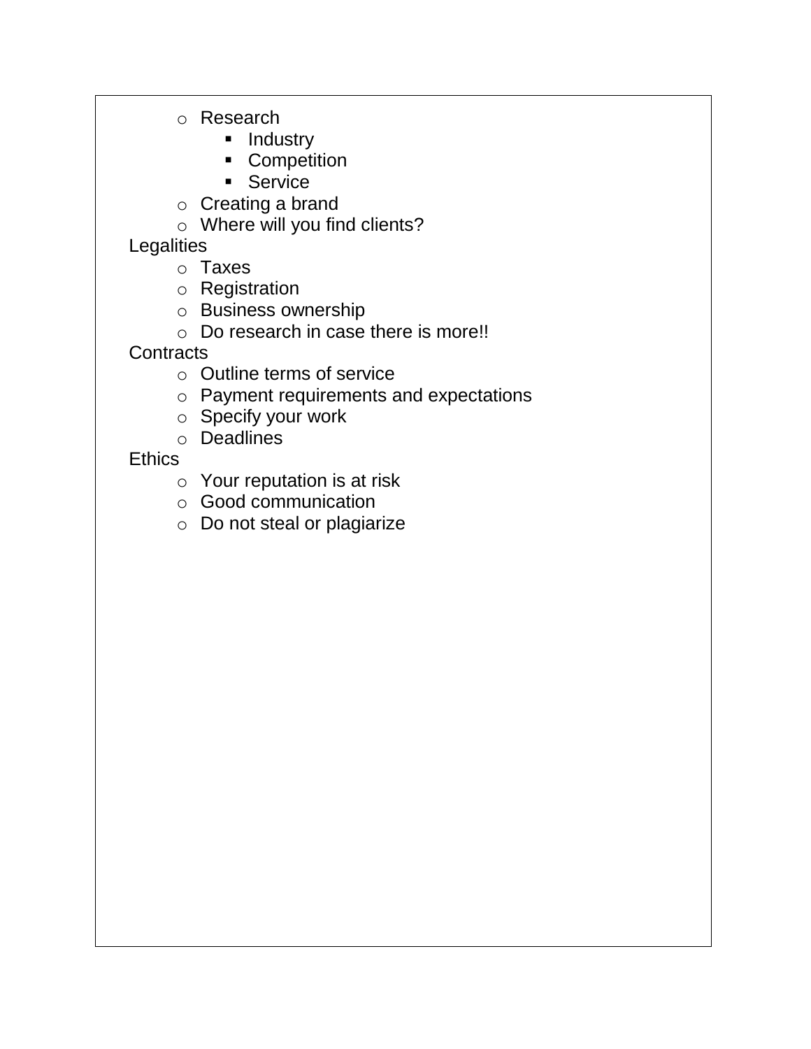- Research
    - Industry
    - Competition
    - Service
  - Creating a brand
  - Where will you find clients?
- Legalities
  - Taxes
  - Registration
  - Business ownership
  - Do research in case there is more!!
- Contracts
  - Outline terms of service
  - Payment requirements and expectations
  - Specify your work
  - Deadlines
- Ethics
  - Your reputation is at risk
  - Good communication
  - Do not steal or plagiarize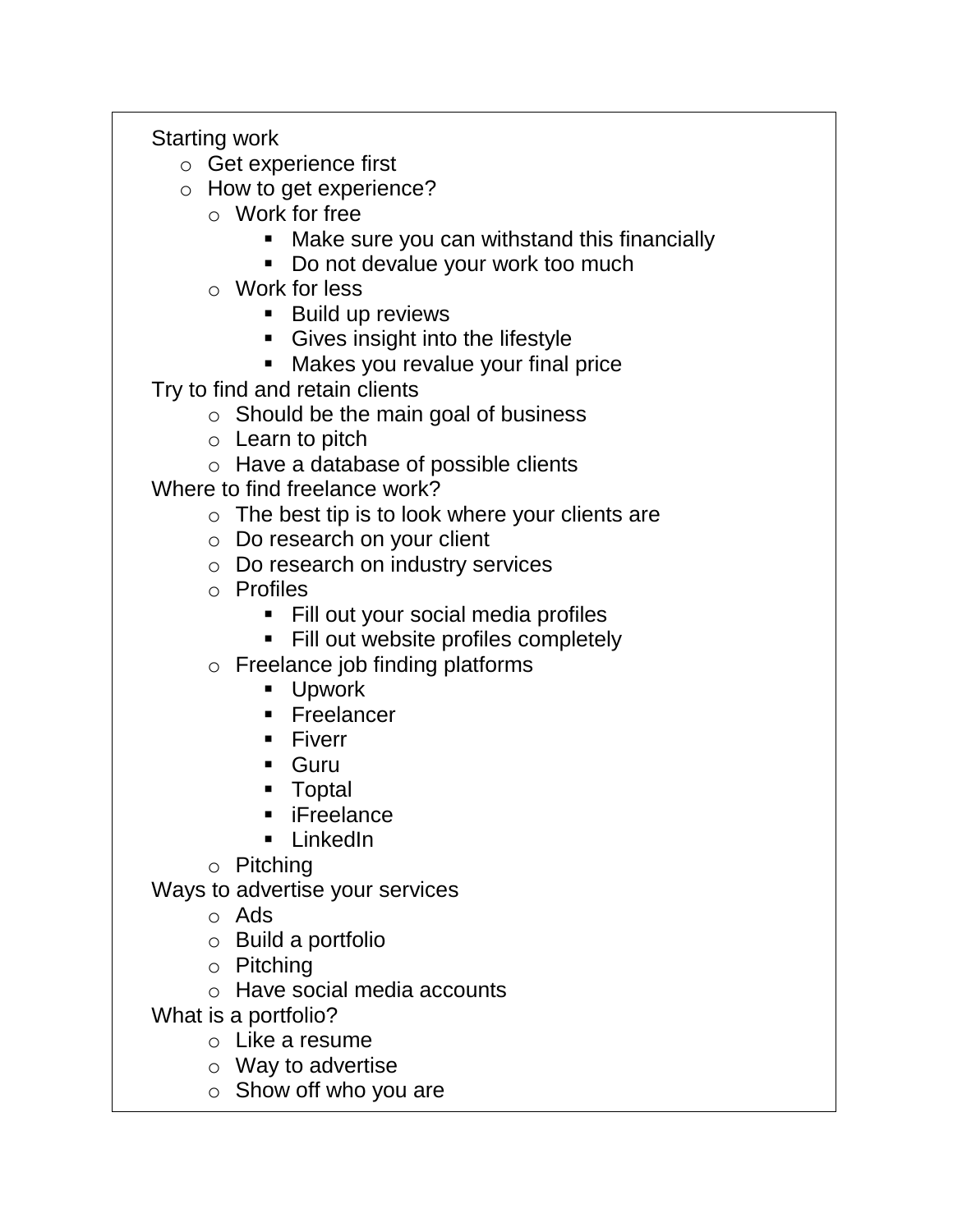- Starting work
  - Get experience first
  - How to get experience?
    - Work for free
      - Make sure you can withstand this financially
      - Do not devalue your work too much
    - Work for less
      - Build up reviews
      - Gives insight into the lifestyle
      - Makes you revalue your final price
- Try to find and retain clients
  - Should be the main goal of business
  - Learn to pitch
  - Have a database of possible clients
- Where to find freelance work?
  - The best tip is to look where your clients are
  - Do research on your client
  - Do research on industry services
  - Profiles
    - Fill out your social media profiles
    - Fill out website profiles completely
  - Freelance job finding platforms
    - Upwork
    - Freelancer
    - Fiverr
    - Guru
    - Toptal
    - iFreelance
    - LinkedIn
  - Pitching
- Ways to advertise your services
  - Ads
  - Build a portfolio
  - Pitching
  - Have social media accounts
- What is a portfolio?
  - Like a resume
  - Way to advertise
  - Show off who you are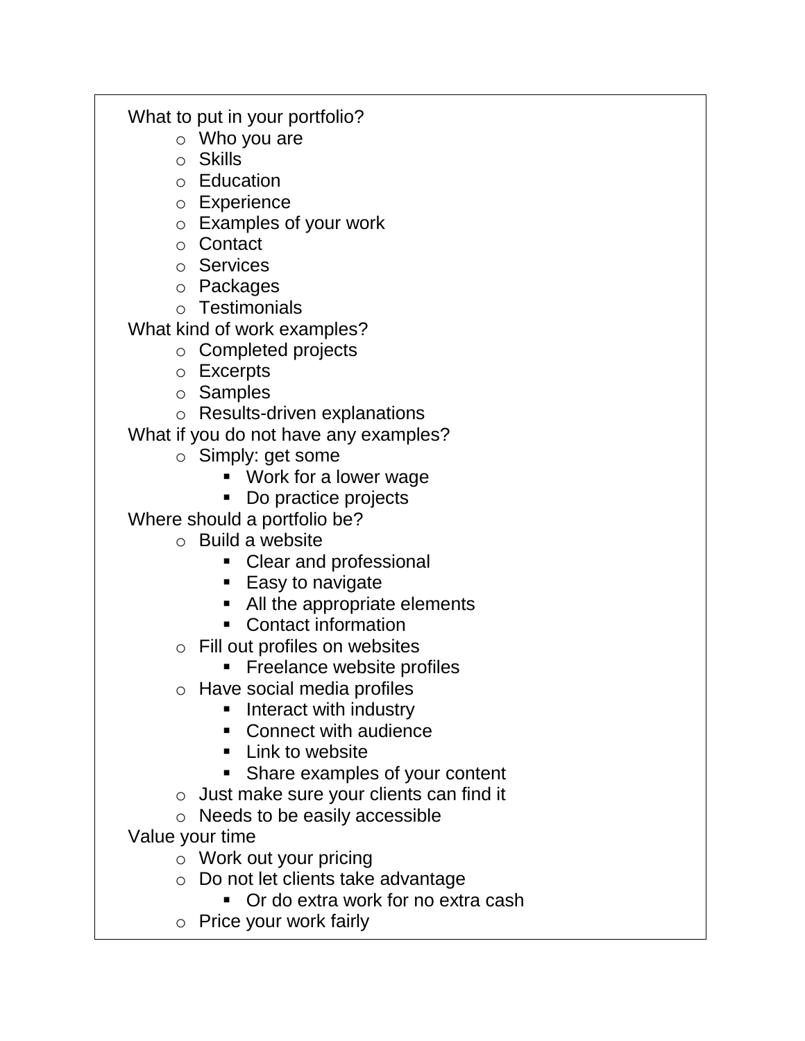- What to put in your portfolio?
  - Who you are
  - Skills
  - Education
  - Experience
  - Examples of your work
  - Contact
  - Services
  - Packages
  - Testimonials
- What kind of work examples?
  - Completed projects
  - Excerpts
  - Samples
  - Results-driven explanations
- What if you do not have any examples?
  - Simply: get some
    - Work for a lower wage
    - Do practice projects
- Where should a portfolio be?
  - Build a website
    - Clear and professional
    - Easy to navigate
    - All the appropriate elements
    - Contact information
  - Fill out profiles on websites
    - Freelance website profiles
  - Have social media profiles
    - Interact with industry
    - Connect with audience
    - Link to website
    - Share examples of your content
  - Just make sure your clients can find it
  - Needs to be easily accessible
- Value your time
  - Work out your pricing
  - Do not let clients take advantage
    - Or do extra work for no extra cash
  - Price your work fairly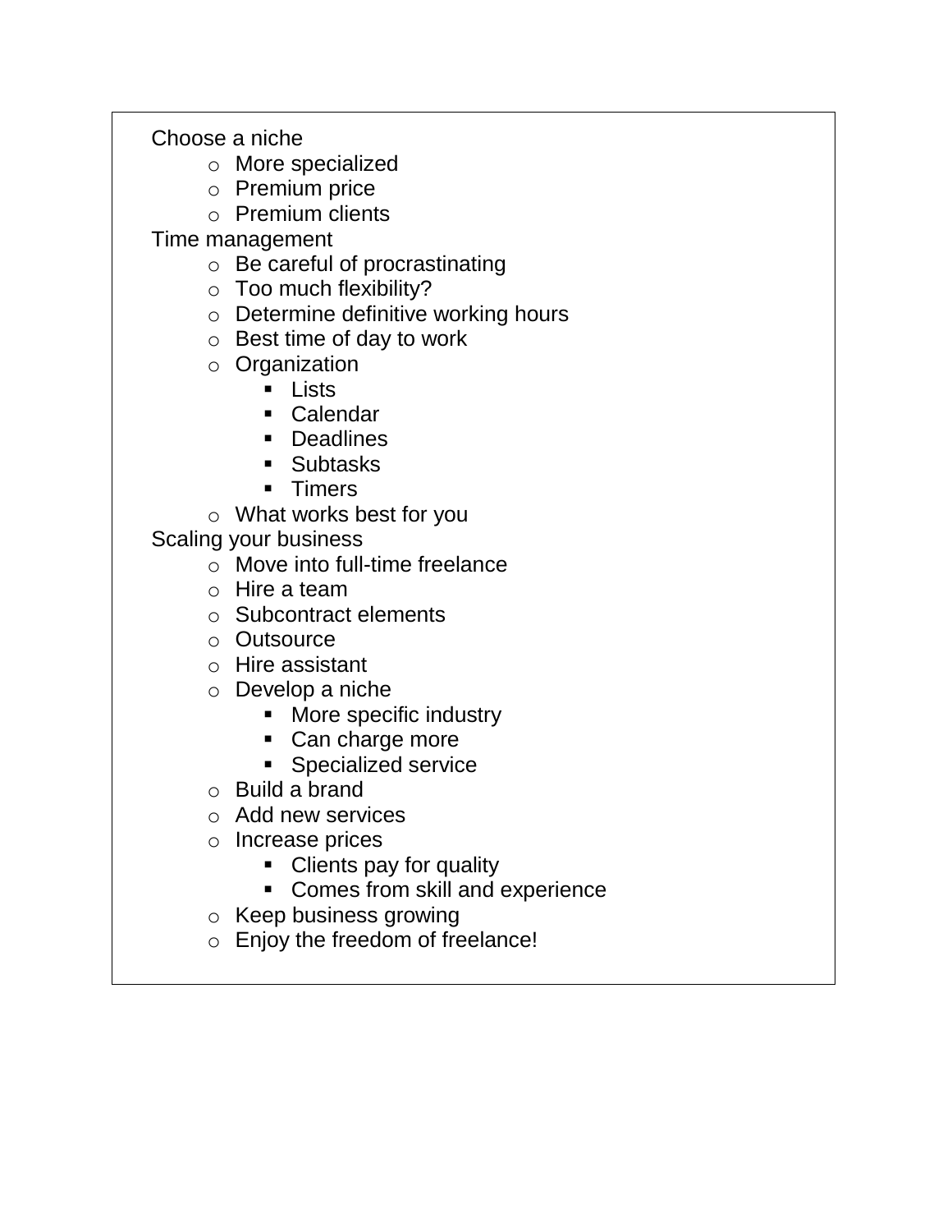- Choose a niche
  - More specialized
  - Premium price
  - Premium clients
- Time management
  - Be careful of procrastinating
  - Too much flexibility?
  - Determine definitive working hours
  - Best time of day to work
  - Organization
    - Lists
    - Calendar
    - Deadlines
    - Subtasks
    - Timers
  - What works best for you
- Scaling your business
  - Move into full-time freelance
  - Hire a team
  - Subcontract elements
  - Outsource
  - Hire assistant
  - Develop a niche
    - More specific industry
    - Can charge more
    - Specialized service
  - Build a brand
  - Add new services
  - Increase prices
    - Clients pay for quality
    - Comes from skill and experience
  - Keep business growing
  - Enjoy the freedom of freelance!